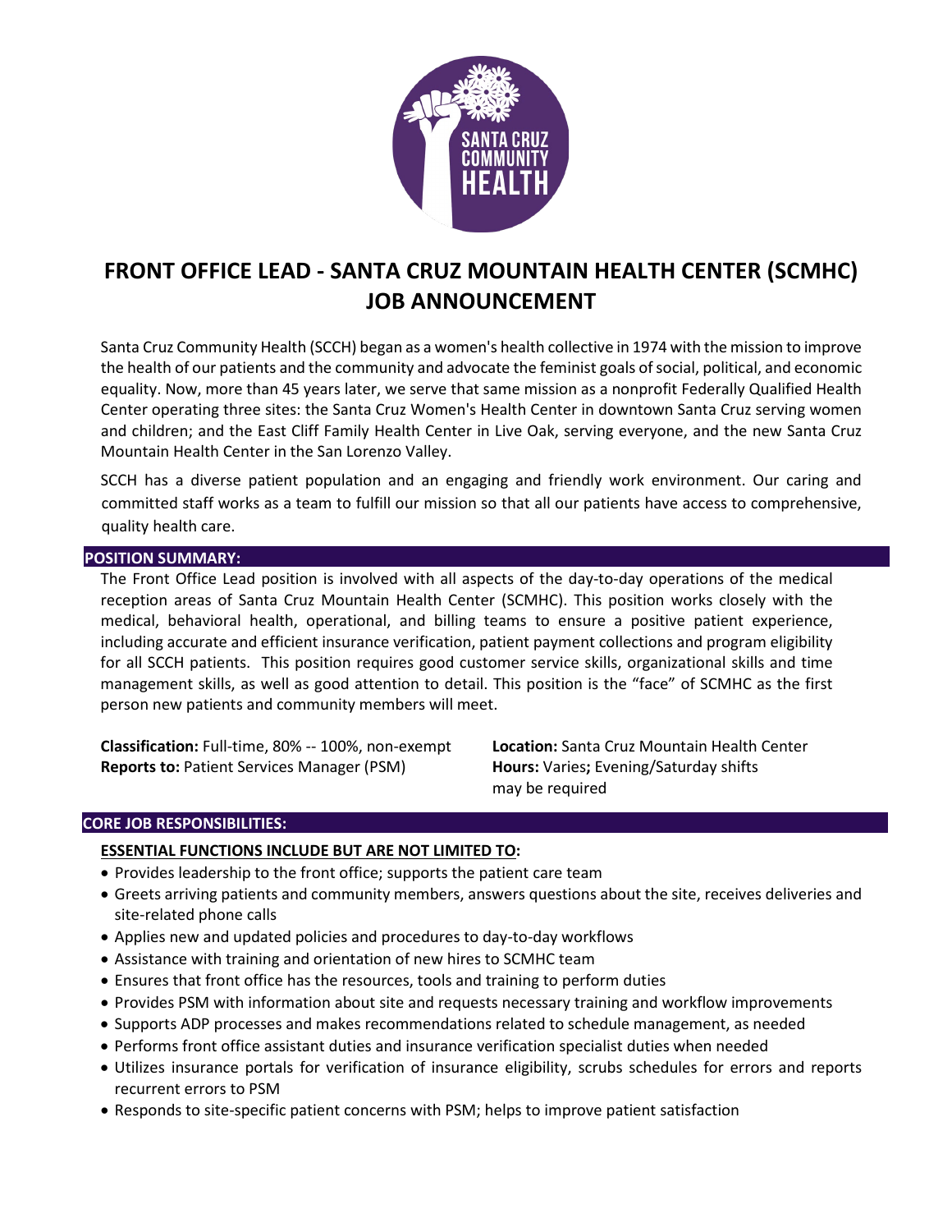# FRONT OFFICE LEAD - SANTA CRUZ MOUNTAIN HEALTH CENTER (SCMHC) JOB ANNOUNCEMENT

Santa Cruz Community Health (SCCH) began as a women's health collective in 1974 with the mission to improve the health of our patients and the community and advocate the feminist goals of social, political, and economic equality. Now, more than 45 years later, we serve that same mission as a nonprofit Federally Qualified Health Center operating three sites: the Santa Cruz Women's Health Center in downtown Santa Cruz serving women and children; and the East Cliff Family Health Center in Live Oak, serving everyone, and the new Santa Cruz Mountain Health Center in the San Lorenzo Valley.

SCCH has a diverse patient population and an engaging and friendly work environment. Our caring and committed staff works as a team to fulfill our mission so that all our patients have access to comprehensive, quality health care.

## POSITION SUMMARY:

The Front Office Lead position is involved with all aspects of the day-to-day operations of the medical reception areas of Santa Cruz Mountain Health Center (SCMHC). This position works closely with the medical, behavioral health, operational, and billing teams to ensure a positive patient experience, including accurate and efficient insurance verification, patient payment collections and program eligibility for all SCCH patients. This position requires good customer service skills, organizational skills and time management skills, as well as good attention to detail. This position is the "face" of SCMHC as the first person new patients and community members will meet.

**Classification:** Full-time, 80% -- 100%, non-exempt
**Reports to:** Patient Services Manager (PSM)
**Location:** Santa Cruz Mountain Health Center
**Hours:** Varies**;** Evening/Saturday shifts may be required

## CORE JOB RESPONSIBILITIES:

**ESSENTIAL FUNCTIONS INCLUDE BUT ARE NOT LIMITED TO:**

- Provides leadership to the front office; supports the patient care team
- Greets arriving patients and community members, answers questions about the site, receives deliveries and site-related phone calls
- Applies new and updated policies and procedures to day-to-day workflows
- Assistance with training and orientation of new hires to SCMHC team
- Ensures that front office has the resources, tools and training to perform duties
- Provides PSM with information about site and requests necessary training and workflow improvements
- Supports ADP processes and makes recommendations related to schedule management, as needed
- Performs front office assistant duties and insurance verification specialist duties when needed
- Utilizes insurance portals for verification of insurance eligibility, scrubs schedules for errors and reports recurrent errors to PSM
- Responds to site-specific patient concerns with PSM; helps to improve patient satisfaction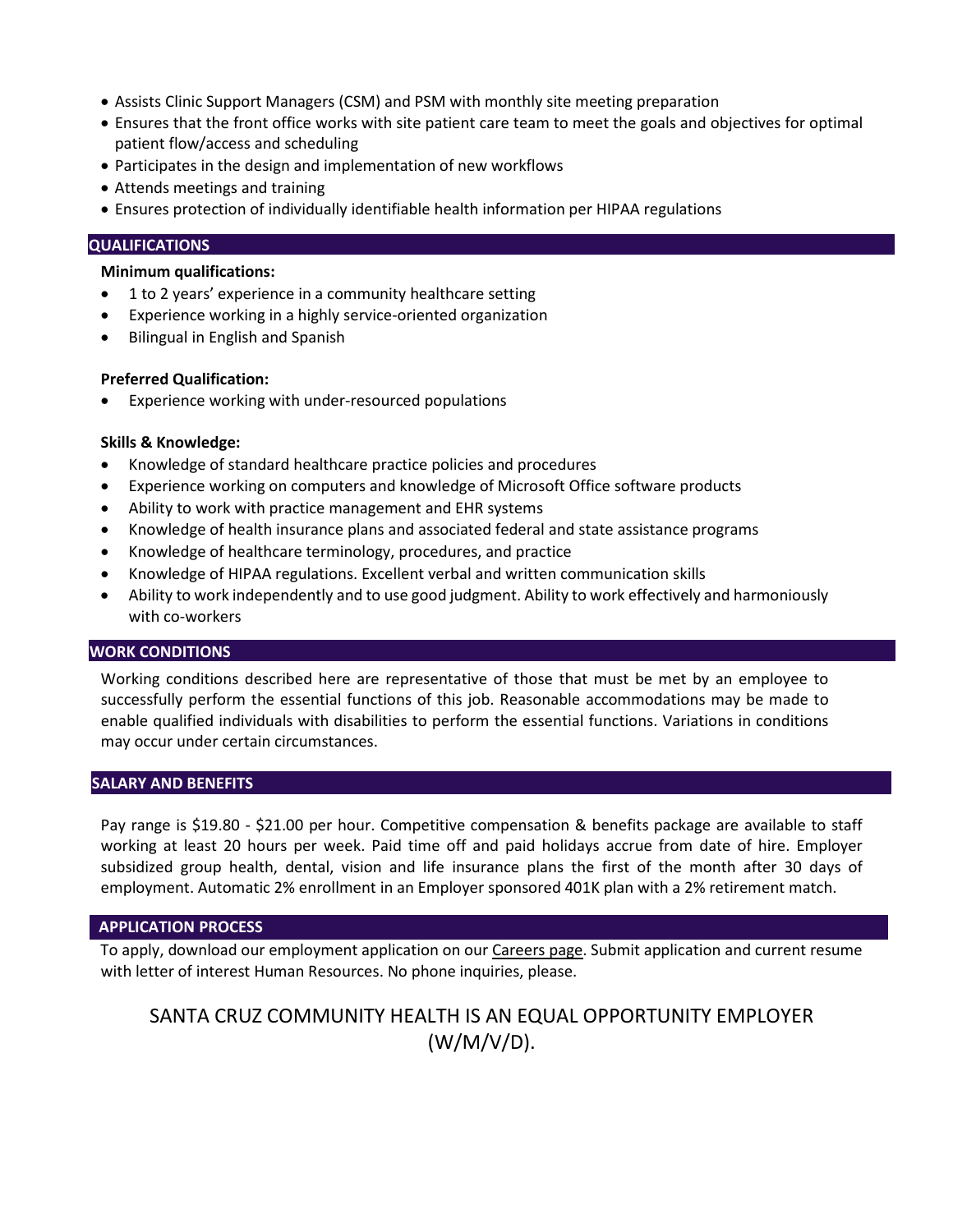- Assists Clinic Support Managers (CSM) and PSM with monthly site meeting preparation
- Ensures that the front office works with site patient care team to meet the goals and objectives for optimal patient flow/access and scheduling
- Participates in the design and implementation of new workflows
- Attends meetings and training
- Ensures protection of individually identifiable health information per HIPAA regulations

## QUALIFICATIONS

**Minimum qualifications:**

- 1 to 2 years' experience in a community healthcare setting
- Experience working in a highly service-oriented organization
- Bilingual in English and Spanish

**Preferred Qualification:**

- Experience working with under-resourced populations

**Skills & Knowledge:**

- Knowledge of standard healthcare practice policies and procedures
- Experience working on computers and knowledge of Microsoft Office software products
- Ability to work with practice management and EHR systems
- Knowledge of health insurance plans and associated federal and state assistance programs
- Knowledge of healthcare terminology, procedures, and practice
- Knowledge of HIPAA regulations. Excellent verbal and written communication skills
- Ability to work independently and to use good judgment. Ability to work effectively and harmoniously with co-workers

## WORK CONDITIONS

Working conditions described here are representative of those that must be met by an employee to successfully perform the essential functions of this job. Reasonable accommodations may be made to enable qualified individuals with disabilities to perform the essential functions. Variations in conditions may occur under certain circumstances.

## SALARY AND BENEFITS

Pay range is $19.80 - $21.00 per hour. Competitive compensation & benefits package are available to staff working at least 20 hours per week. Paid time off and paid holidays accrue from date of hire. Employer subsidized group health, dental, vision and life insurance plans the first of the month after 30 days of employment. Automatic 2% enrollment in an Employer sponsored 401K plan with a 2% retirement match.

## APPLICATION PROCESS

To apply, download our employment application on our Careers page. Submit application and current resume with letter of interest Human Resources. No phone inquiries, please.

SANTA CRUZ COMMUNITY HEALTH IS AN EQUAL OPPORTUNITY EMPLOYER (W/M/V/D).